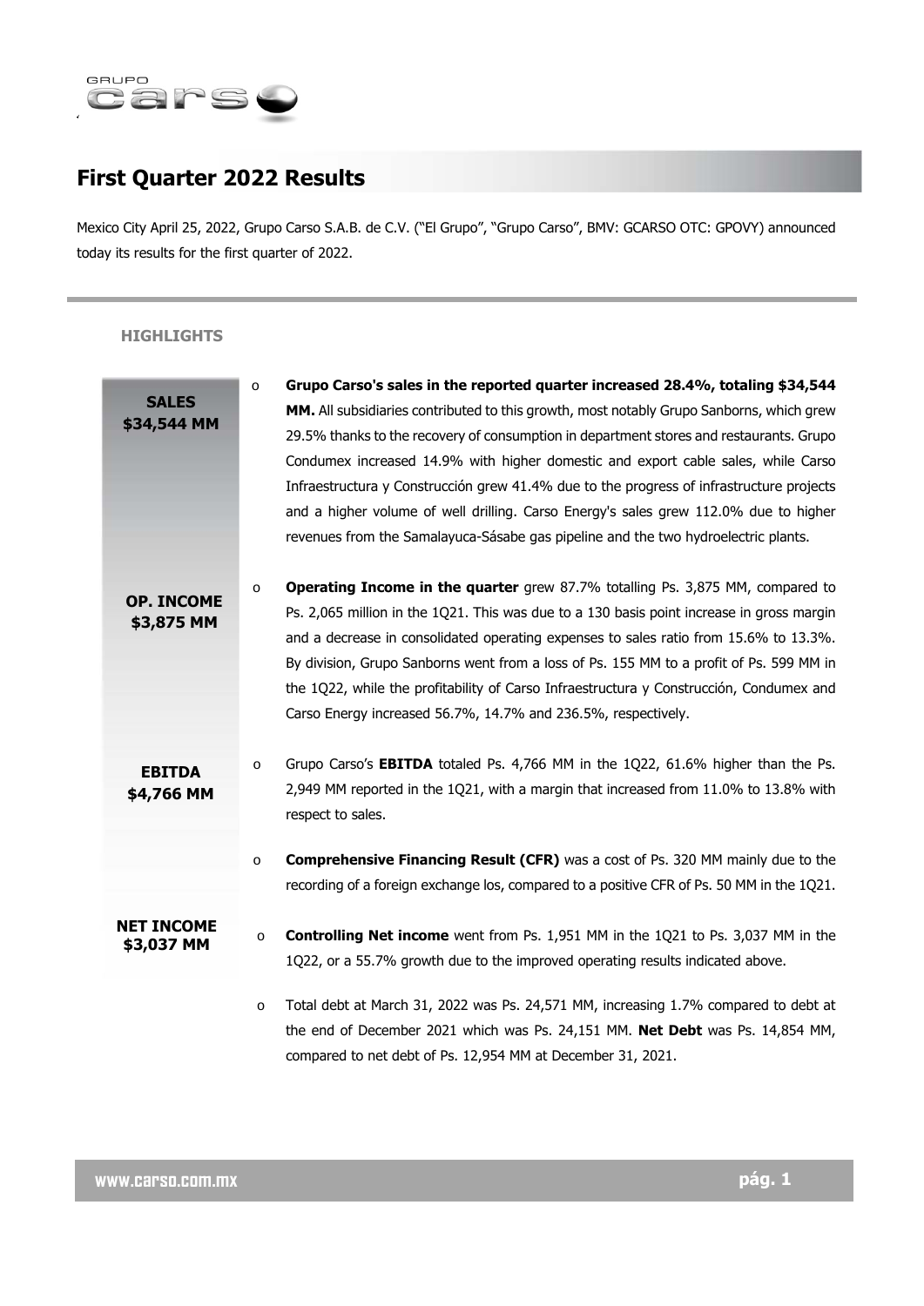# First Quarter 2022 Results

Mexico City April 25, 2022, Grupo Carso S.A.B. de C.V. ("El Grupo", "Grupo Carso", BMV: GCARSO OTC: GPOVY) announced today its results for the first quarter of 2022.

## HIGHLIGHTS

**SALES $34,544 MM**

- **Grupo Carso's sales in the reported quarter increased 28.4%, totaling $34,544 MM.** All subsidiaries contributed to this growth, most notably Grupo Sanborns, which grew 29.5% thanks to the recovery of consumption in department stores and restaurants. Grupo Condumex increased 14.9% with higher domestic and export cable sales, while Carso Infraestructura y Construcción grew 41.4% due to the progress of infrastructure projects and a higher volume of well drilling. Carso Energy's sales grew 112.0% due to higher revenues from the Samalayuca-Sásabe gas pipeline and the two hydroelectric plants.

**OP. INCOME $3,875 MM**

- **Operating Income in the quarter** grew 87.7% totalling Ps. 3,875 MM, compared to Ps. 2,065 million in the 1Q21. This was due to a 130 basis point increase in gross margin and a decrease in consolidated operating expenses to sales ratio from 15.6% to 13.3%. By division, Grupo Sanborns went from a loss of Ps. 155 MM to a profit of Ps. 599 MM in the 1Q22, while the profitability of Carso Infraestructura y Construcción, Condumex and Carso Energy increased 56.7%, 14.7% and 236.5%, respectively.

**EBITDA $4,766 MM**

- Grupo Carso's **EBITDA** totaled Ps. 4,766 MM in the 1Q22, 61.6% higher than the Ps. 2,949 MM reported in the 1Q21, with a margin that increased from 11.0% to 13.8% with respect to sales.

- **Comprehensive Financing Result (CFR)** was a cost of Ps. 320 MM mainly due to the recording of a foreign exchange los, compared to a positive CFR of Ps. 50 MM in the 1Q21.

**NET INCOME $3,037 MM**

- **Controlling Net income** went from Ps. 1,951 MM in the 1Q21 to Ps. 3,037 MM in the 1Q22, or a 55.7% growth due to the improved operating results indicated above.

- Total debt at March 31, 2022 was Ps. 24,571 MM, increasing 1.7% compared to debt at the end of December 2021 which was Ps. 24,151 MM. **Net Debt** was Ps. 14,854 MM, compared to net debt of Ps. 12,954 MM at December 31, 2021.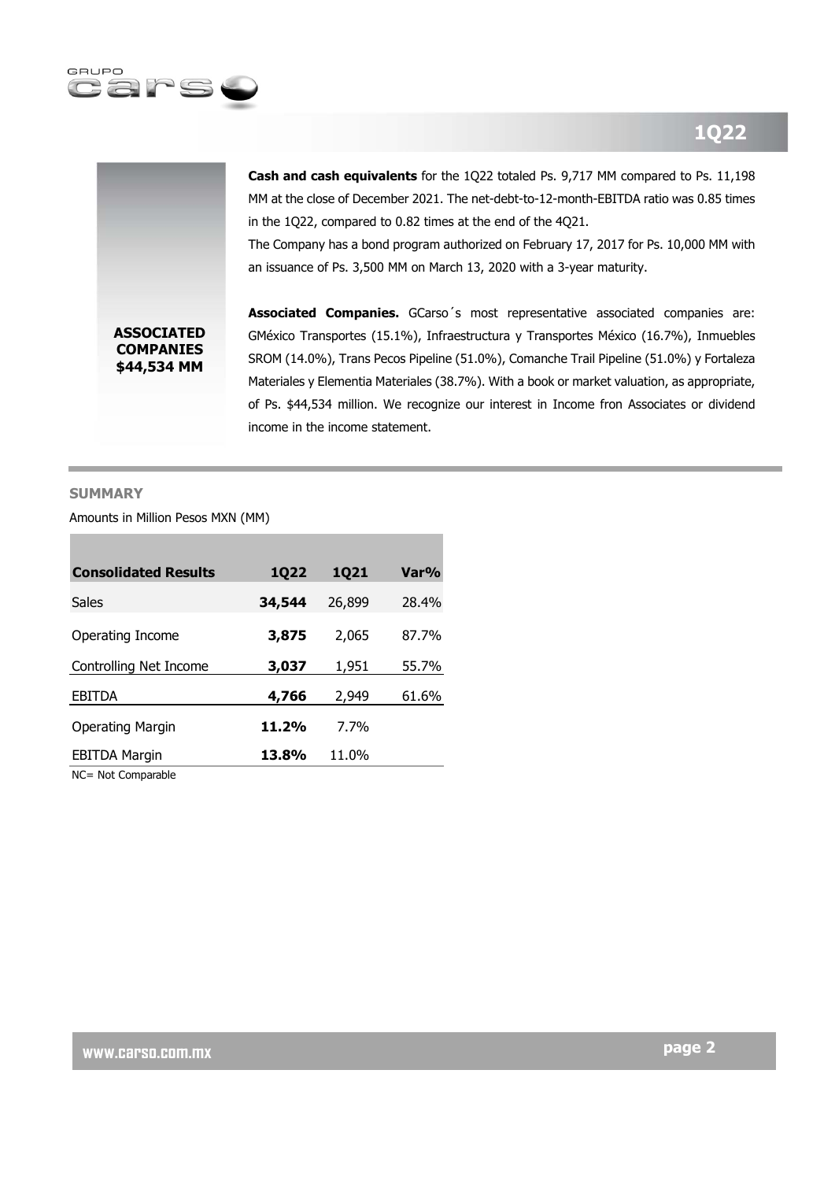**Cash and cash equivalents** for the 1Q22 totaled Ps. 9,717 MM compared to Ps. 11,198 MM at the close of December 2021. The net-debt-to-12-month-EBITDA ratio was 0.85 times in the 1Q22, compared to 0.82 times at the end of the 4Q21.

The Company has a bond program authorized on February 17, 2017 for Ps. 10,000 MM with an issuance of Ps. 3,500 MM on March 13, 2020 with a 3-year maturity.

**ASSOCIATED COMPANIES $44,534 MM**

**Associated Companies.** GCarso´s most representative associated companies are: GMéxico Transportes (15.1%), Infraestructura y Transportes México (16.7%), Inmuebles SROM (14.0%), Trans Pecos Pipeline (51.0%), Comanche Trail Pipeline (51.0%) y Fortaleza Materiales y Elementia Materiales (38.7%). With a book or market valuation, as appropriate, of Ps. $44,534 million. We recognize our interest in Income fron Associates or dividend income in the income statement.

## SUMMARY

Amounts in Million Pesos MXN (MM)

| Consolidated Results | 1Q22 | 1Q21 | Var% |
|---|---|---|---|
| Sales | **34,544** | 26,899 | 28.4% |
| Operating Income | **3,875** | 2,065 | 87.7% |
| Controlling Net Income | **3,037** | 1,951 | 55.7% |
| EBITDA | **4,766** | 2,949 | 61.6% |
| Operating Margin | **11.2%** | 7.7% | |
| EBITDA Margin | **13.8%** | 11.0% | |

NC= Not Comparable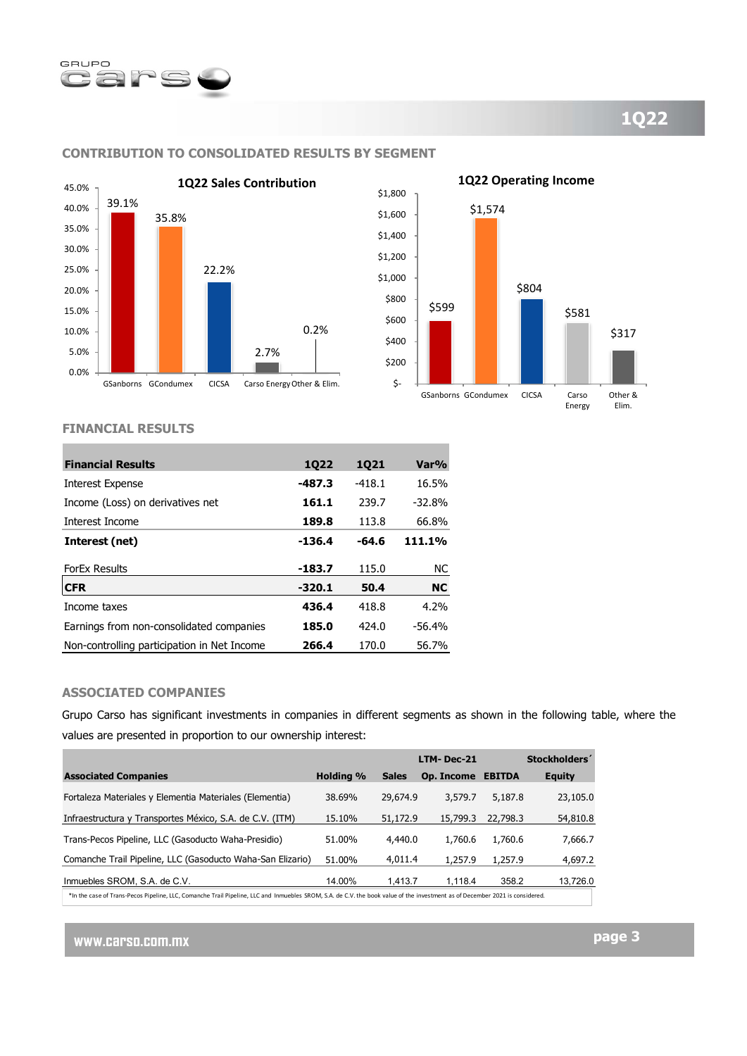## CONTRIBUTION TO CONSOLIDATED RESULTS BY SEGMENT

**1Q22 Sales Contribution**

| Segment | % |
|---|---|
| GSanborns | 39.1% |
| GCondumex | 35.8% |
| CICSA | 22.2% |
| Carso Energy | 2.7% |
| Other & Elim. | 0.2% |

**1Q22 Operating Income**

| Segment | Amount |
|---|---|
| GSanborns | $599 |
| GCondumex | $1,574 |
| CICSA | $804 |
| Carso Energy | $581 |
| Other & Elim. | $317 |

## FINANCIAL RESULTS

| Financial Results | 1Q22 | 1Q21 | Var% |
|---|---|---|---|
| Interest Expense | **-487.3** | -418.1 | 16.5% |
| Income (Loss) on derivatives net | **161.1** | 239.7 | -32.8% |
| Interest Income | **189.8** | 113.8 | 66.8% |
| **Interest (net)** | **-136.4** | **-64.6** | **111.1%** |
| ForEx Results | **-183.7** | 115.0 | NC |
| **CFR** | **-320.1** | **50.4** | **NC** |
| Income taxes | **436.4** | 418.8 | 4.2% |
| Earnings from non-consolidated companies | **185.0** | 424.0 | -56.4% |
| Non-controlling participation in Net Income | **266.4** | 170.0 | 56.7% |

## ASSOCIATED COMPANIES

Grupo Carso has significant investments in companies in different segments as shown in the following table, where the values are presented in proportion to our ownership interest:

| Associated Companies | Holding % | Sales | LTM- Dec-21 Op. Income | EBITDA | Stockholders´ Equity |
|---|---|---|---|---|---|
| Fortaleza Materiales y Elementia Materiales (Elementia) | 38.69% | 29,674.9 | 3,579.7 | 5,187.8 | 23,105.0 |
| Infraestructura y Transportes México, S.A. de C.V. (ITM) | 15.10% | 51,172.9 | 15,799.3 | 22,798.3 | 54,810.8 |
| Trans-Pecos Pipeline, LLC (Gasoducto Waha-Presidio) | 51.00% | 4,440.0 | 1,760.6 | 1,760.6 | 7,666.7 |
| Comanche Trail Pipeline, LLC (Gasoducto Waha-San Elizario) | 51.00% | 4,011.4 | 1,257.9 | 1,257.9 | 4,697.2 |
| Inmuebles SROM, S.A. de C.V. | 14.00% | 1,413.7 | 1,118.4 | 358.2 | 13,726.0 |

*In the case of Trans-Pecos Pipeline, LLC, Comanche Trail Pipeline, LLC and Inmuebles SROM, S.A. de C.V. the book value of the investment as of December 2021 is considered.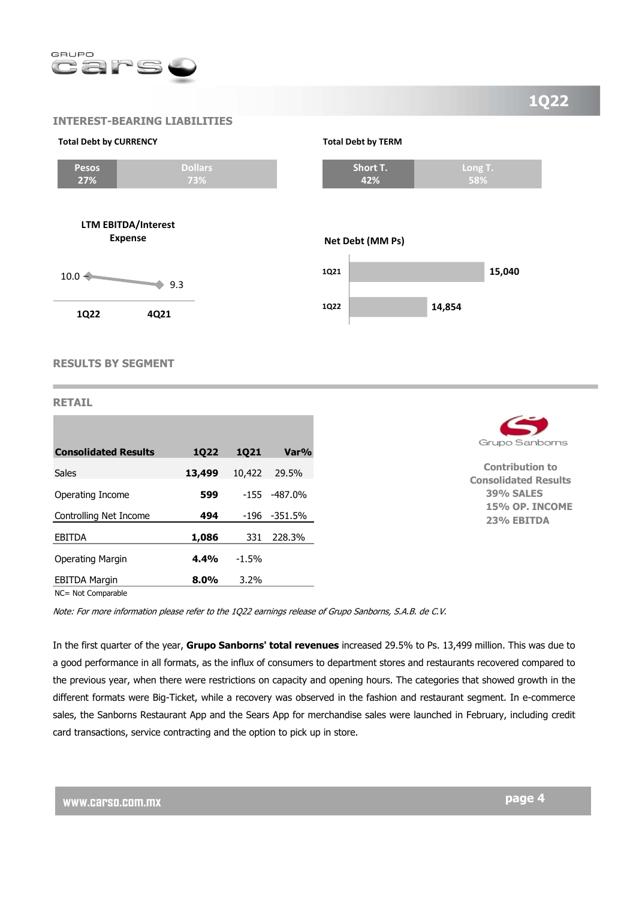## INTEREST-BEARING LIABILITIES

**Total Debt by CURRENCY**

| Pesos | Dollars |
|---|---|
| 27% | 73% |

**Total Debt by TERM**

| Short T. | Long T. |
|---|---|
| 42% | 58% |

**LTM EBITDA/Interest Expense**

| 1Q22 | 4Q21 |
|---|---|
| 10.0 | 9.3 |

**Net Debt (MM Ps)**

| Period | Net Debt |
|---|---|
| 1Q21 | 15,040 |
| 1Q22 | 14,854 |

## RESULTS BY SEGMENT

### RETAIL

| Consolidated Results | 1Q22 | 1Q21 | Var% |
|---|---|---|---|
| Sales | **13,499** | 10,422 | 29.5% |
| Operating Income | **599** | -155 | -487.0% |
| Controlling Net Income | **494** | -196 | -351.5% |
| EBITDA | **1,086** | 331 | 228.3% |
| Operating Margin | **4.4%** | -1.5% | |
| EBITDA Margin | **8.0%** | 3.2% | |

NC= Not Comparable

Grupo Sanborns

**Contribution to Consolidated Results**
**39% SALES**
**15% OP. INCOME**
**23% EBITDA**

*Note: For more information please refer to the 1Q22 earnings release of Grupo Sanborns, S.A.B. de C.V.*

In the first quarter of the year, **Grupo Sanborns' total revenues** increased 29.5% to Ps. 13,499 million. This was due to a good performance in all formats, as the influx of consumers to department stores and restaurants recovered compared to the previous year, when there were restrictions on capacity and opening hours. The categories that showed growth in the different formats were Big-Ticket, while a recovery was observed in the fashion and restaurant segment. In e-commerce sales, the Sanborns Restaurant App and the Sears App for merchandise sales were launched in February, including credit card transactions, service contracting and the option to pick up in store.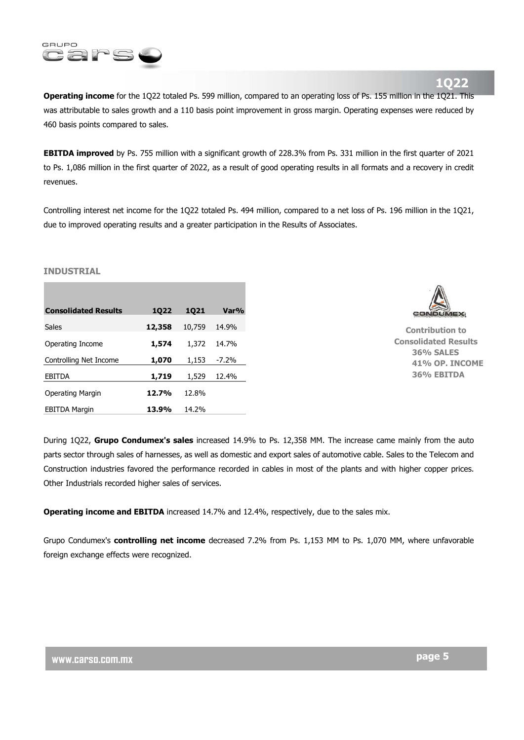**Operating income** for the 1Q22 totaled Ps. 599 million, compared to an operating loss of Ps. 155 million in the 1Q21. This was attributable to sales growth and a 110 basis point improvement in gross margin. Operating expenses were reduced by 460 basis points compared to sales.

**EBITDA improved** by Ps. 755 million with a significant growth of 228.3% from Ps. 331 million in the first quarter of 2021 to Ps. 1,086 million in the first quarter of 2022, as a result of good operating results in all formats and a recovery in credit revenues.

Controlling interest net income for the 1Q22 totaled Ps. 494 million, compared to a net loss of Ps. 196 million in the 1Q21, due to improved operating results and a greater participation in the Results of Associates.

## INDUSTRIAL

| Consolidated Results | 1Q22 | 1Q21 | Var% |
|---|---|---|---|
| Sales | **12,358** | 10,759 | 14.9% |
| Operating Income | **1,574** | 1,372 | 14.7% |
| Controlling Net Income | **1,070** | 1,153 | -7.2% |
| EBITDA | **1,719** | 1,529 | 12.4% |
| Operating Margin | **12.7%** | 12.8% | |
| EBITDA Margin | **13.9%** | 14.2% | |

**Contribution to Consolidated Results**
**36% SALES**
**41% OP. INCOME**
**36% EBITDA**

During 1Q22, **Grupo Condumex's sales** increased 14.9% to Ps. 12,358 MM. The increase came mainly from the auto parts sector through sales of harnesses, as well as domestic and export sales of automotive cable. Sales to the Telecom and Construction industries favored the performance recorded in cables in most of the plants and with higher copper prices. Other Industrials recorded higher sales of services.

**Operating income and EBITDA** increased 14.7% and 12.4%, respectively, due to the sales mix.

Grupo Condumex's **controlling net income** decreased 7.2% from Ps. 1,153 MM to Ps. 1,070 MM, where unfavorable foreign exchange effects were recognized.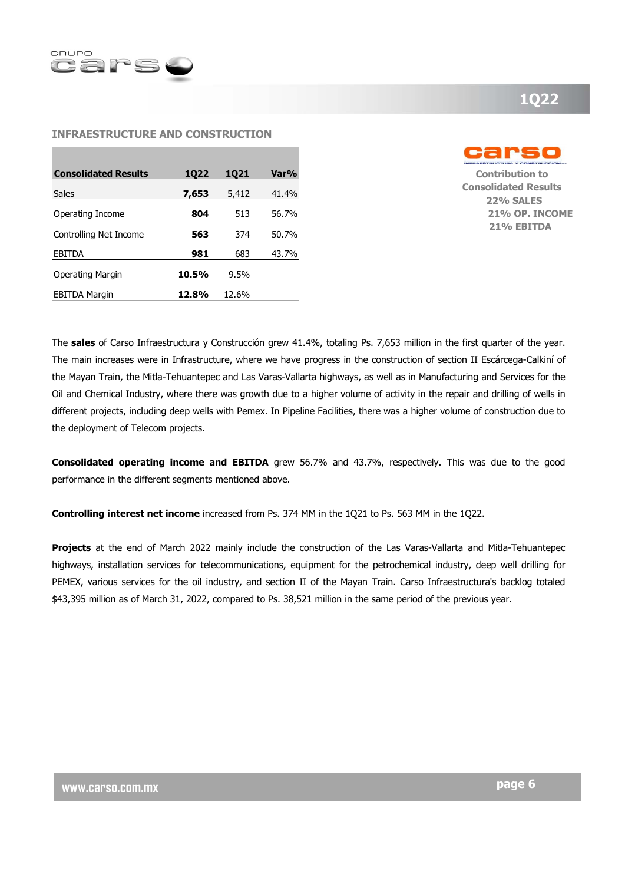## INFRAESTRUCTURE AND CONSTRUCTION

| Consolidated Results | 1Q22 | 1Q21 | Var% |
|---|---|---|---|
| Sales | **7,653** | 5,412 | 41.4% |
| Operating Income | **804** | 513 | 56.7% |
| Controlling Net Income | **563** | 374 | 50.7% |
| EBITDA | **981** | 683 | 43.7% |
| Operating Margin | **10.5%** | 9.5% | |
| EBITDA Margin | **12.8%** | 12.6% | |

**Contribution to Consolidated Results**
**22% SALES**
**21% OP. INCOME**
**21% EBITDA**

The **sales** of Carso Infraestructura y Construcción grew 41.4%, totaling Ps. 7,653 million in the first quarter of the year. The main increases were in Infrastructure, where we have progress in the construction of section II Escárcega-Calkiní of the Mayan Train, the Mitla-Tehuantepec and Las Varas-Vallarta highways, as well as in Manufacturing and Services for the Oil and Chemical Industry, where there was growth due to a higher volume of activity in the repair and drilling of wells in different projects, including deep wells with Pemex. In Pipeline Facilities, there was a higher volume of construction due to the deployment of Telecom projects.

**Consolidated operating income and EBITDA** grew 56.7% and 43.7%, respectively. This was due to the good performance in the different segments mentioned above.

**Controlling interest net income** increased from Ps. 374 MM in the 1Q21 to Ps. 563 MM in the 1Q22.

**Projects** at the end of March 2022 mainly include the construction of the Las Varas-Vallarta and Mitla-Tehuantepec highways, installation services for telecommunications, equipment for the petrochemical industry, deep well drilling for PEMEX, various services for the oil industry, and section II of the Mayan Train. Carso Infraestructura's backlog totaled $43,395 million as of March 31, 2022, compared to Ps. 38,521 million in the same period of the previous year.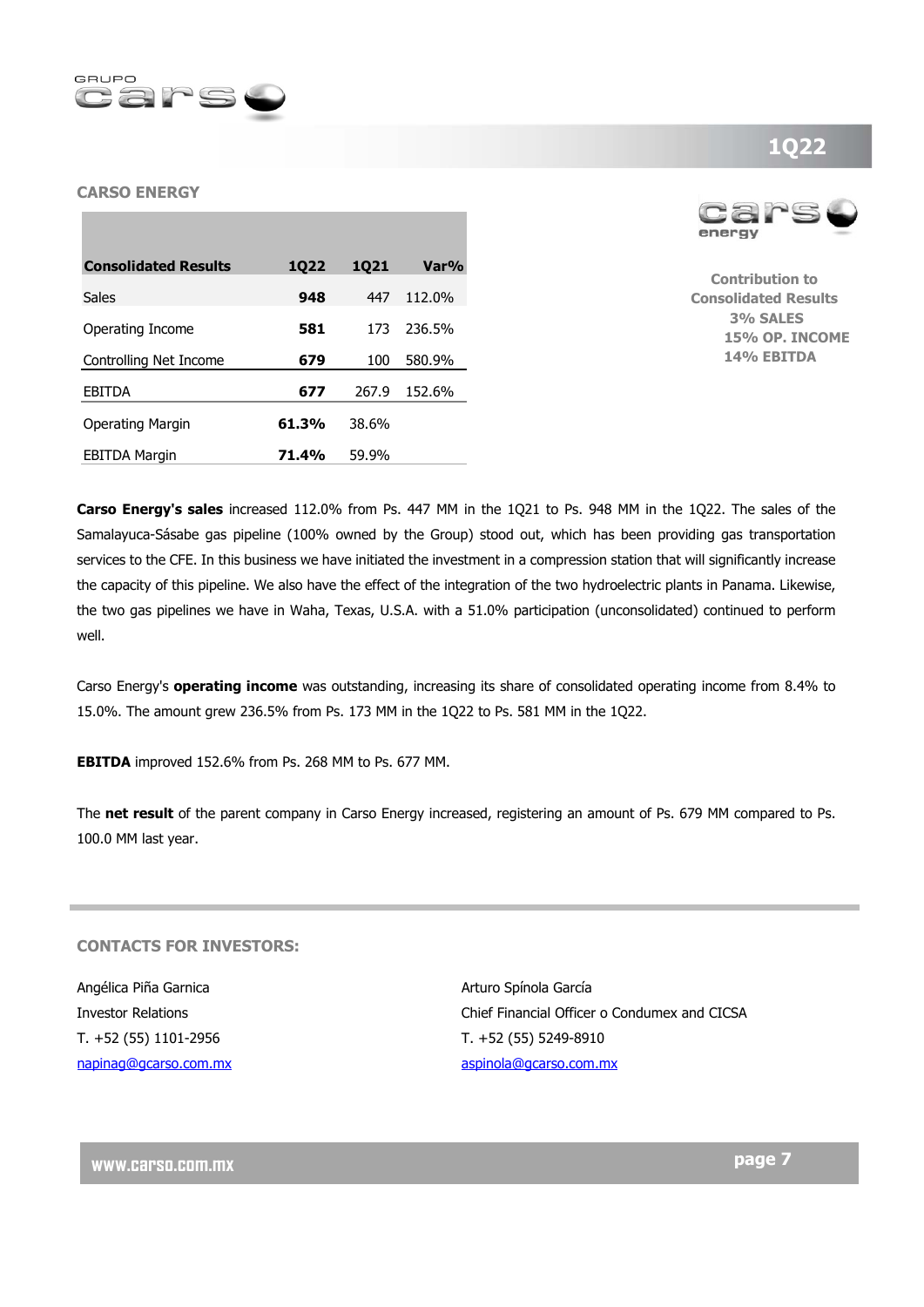## CARSO ENERGY

| Consolidated Results | 1Q22 | 1Q21 | Var% |
|---|---|---|---|
| Sales | **948** | 447 | 112.0% |
| Operating Income | **581** | 173 | 236.5% |
| Controlling Net Income | **679** | 100 | 580.9% |
| EBITDA | **677** | 267.9 | 152.6% |
| Operating Margin | **61.3%** | 38.6% | |
| EBITDA Margin | **71.4%** | 59.9% | |

**Contribution to Consolidated Results**
**3% SALES**
**15% OP. INCOME**
**14% EBITDA**

**Carso Energy's sales** increased 112.0% from Ps. 447 MM in the 1Q21 to Ps. 948 MM in the 1Q22. The sales of the Samalayuca-Sásabe gas pipeline (100% owned by the Group) stood out, which has been providing gas transportation services to the CFE. In this business we have initiated the investment in a compression station that will significantly increase the capacity of this pipeline. We also have the effect of the integration of the two hydroelectric plants in Panama. Likewise, the two gas pipelines we have in Waha, Texas, U.S.A. with a 51.0% participation (unconsolidated) continued to perform well.

Carso Energy's **operating income** was outstanding, increasing its share of consolidated operating income from 8.4% to 15.0%. The amount grew 236.5% from Ps. 173 MM in the 1Q22 to Ps. 581 MM in the 1Q22.

**EBITDA** improved 152.6% from Ps. 268 MM to Ps. 677 MM.

The **net result** of the parent company in Carso Energy increased, registering an amount of Ps. 679 MM compared to Ps. 100.0 MM last year.

### CONTACTS FOR INVESTORS:

Angélica Piña Garnica
Investor Relations
T. +52 (55) 1101-2956
napinag@gcarso.com.mx

Arturo Spínola García
Chief Financial Officer o Condumex and CICSA
T. +52 (55) 5249-8910
aspinola@gcarso.com.mx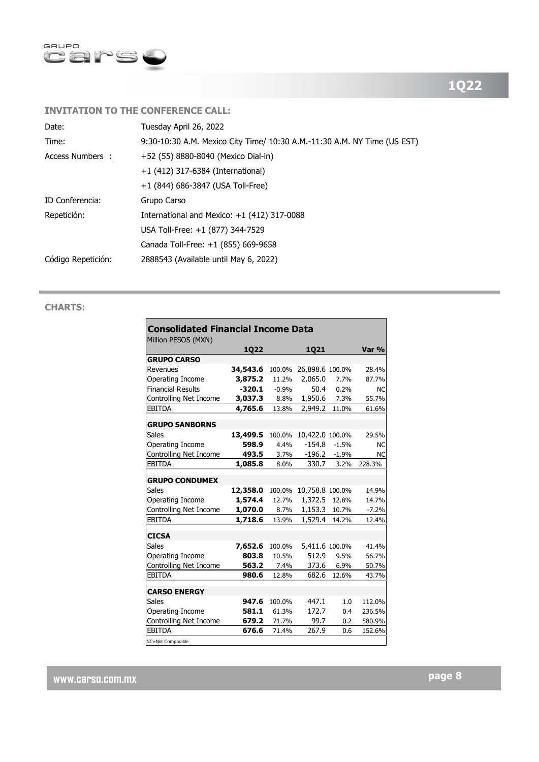## INVITATION TO THE CONFERENCE CALL:

| | |
|---|---|
| Date: | Tuesday April 26, 2022 |
| Time: | 9:30-10:30 A.M. Mexico City Time/ 10:30 A.M.-11:30 A.M. NY Time (US EST) |
| Access Numbers : | +52 (55) 8880-8040 (Mexico Dial-in) |
| | +1 (412) 317-6384 (International) |
| | +1 (844) 686-3847 (USA Toll-Free) |
| ID Conferencia: | Grupo Carso |
| Repetición: | International and Mexico: +1 (412) 317-0088 |
| | USA Toll-Free: +1 (877) 344-7529 |
| | Canada Toll-Free: +1 (855) 669-9658 |
| Código Repetición: | 2888543 (Available until May 6, 2022) |

## CHARTS:

**Consolidated Financial Income Data**
Million PESOS (MXN)

| | 1Q22 | | 1Q21 | | Var % |
|---|---|---|---|---|---|
| **GRUPO CARSO** | | | | | |
| Revenues | **34,543.6** | 100.0% | 26,898.6 | 100.0% | 28.4% |
| Operating Income | **3,875.2** | 11.2% | 2,065.0 | 7.7% | 87.7% |
| Financial Results | **-320.1** | -0.9% | 50.4 | 0.2% | NC |
| Controlling Net Income | **3,037.3** | 8.8% | 1,950.6 | 7.3% | 55.7% |
| EBITDA | **4,765.6** | 13.8% | 2,949.2 | 11.0% | 61.6% |
| **GRUPO SANBORNS** | | | | | |
| Sales | **13,499.5** | 100.0% | 10,422.0 | 100.0% | 29.5% |
| Operating Income | **598.9** | 4.4% | -154.8 | -1.5% | NC |
| Controlling Net Income | **493.5** | 3.7% | -196.2 | -1.9% | NC |
| EBITDA | **1,085.8** | 8.0% | 330.7 | 3.2% | 228.3% |
| **GRUPO CONDUMEX** | | | | | |
| Sales | **12,358.0** | 100.0% | 10,758.8 | 100.0% | 14.9% |
| Operating Income | **1,574.4** | 12.7% | 1,372.5 | 12.8% | 14.7% |
| Controlling Net Income | **1,070.0** | 8.7% | 1,153.3 | 10.7% | -7.2% |
| EBITDA | **1,718.6** | 13.9% | 1,529.4 | 14.2% | 12.4% |
| **CICSA** | | | | | |
| Sales | **7,652.6** | 100.0% | 5,411.6 | 100.0% | 41.4% |
| Operating Income | **803.8** | 10.5% | 512.9 | 9.5% | 56.7% |
| Controlling Net Income | **563.2** | 7.4% | 373.6 | 6.9% | 50.7% |
| EBITDA | **980.6** | 12.8% | 682.6 | 12.6% | 43.7% |
| **CARSO ENERGY** | | | | | |
| Sales | **947.6** | 100.0% | 447.1 | 1.0 | 112.0% |
| Operating Income | **581.1** | 61.3% | 172.7 | 0.4 | 236.5% |
| Controlling Net Income | **679.2** | 71.7% | 99.7 | 0.2 | 580.9% |
| EBITDA | **676.6** | 71.4% | 267.9 | 0.6 | 152.6% |

NC=Not Comparable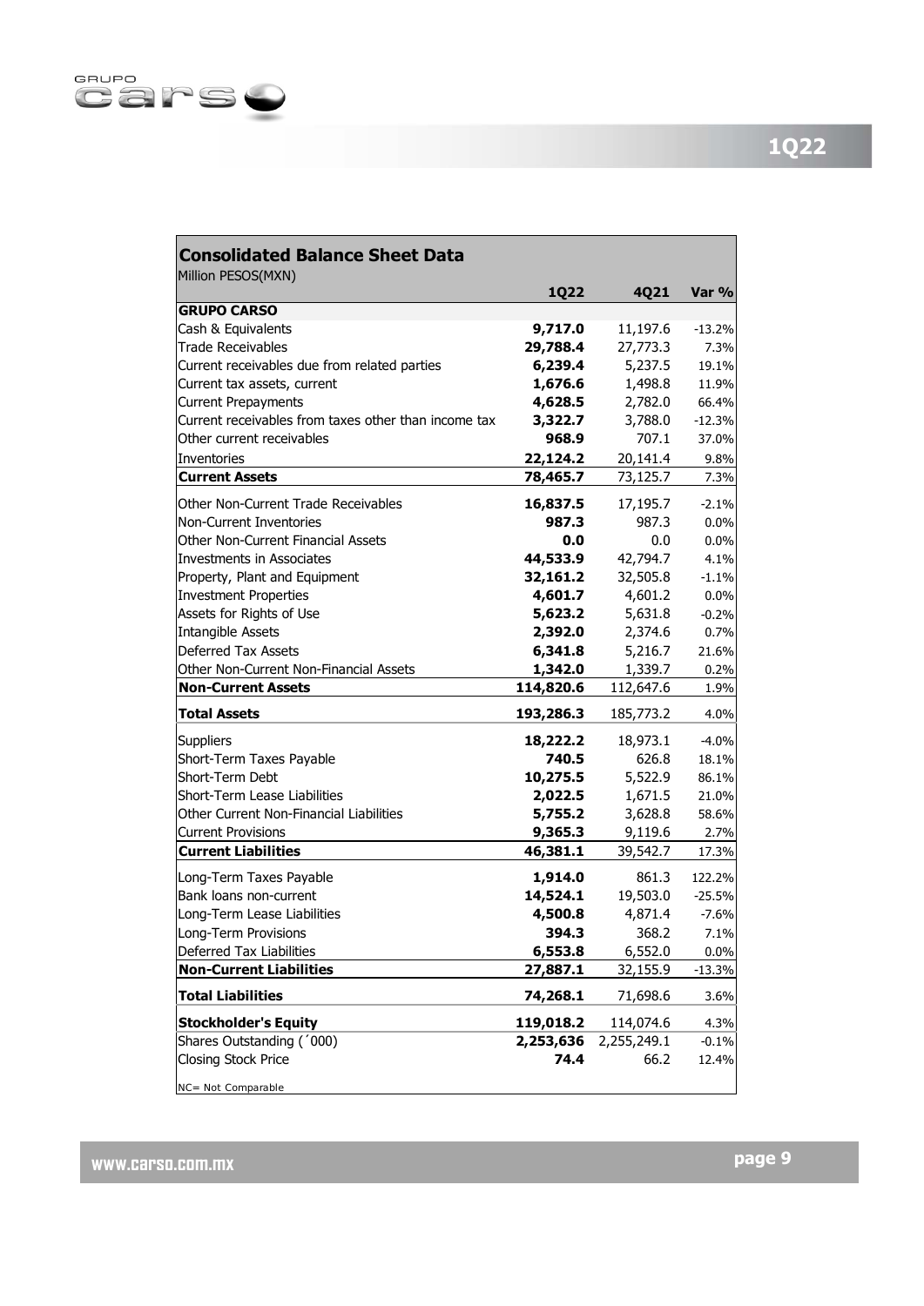## Consolidated Balance Sheet Data

Million PESOS(MXN)

| | 1Q22 | 4Q21 | Var % |
|---|---|---|---|
| **GRUPO CARSO** | | | |
| Cash & Equivalents | **9,717.0** | 11,197.6 | -13.2% |
| Trade Receivables | **29,788.4** | 27,773.3 | 7.3% |
| Current receivables due from related parties | **6,239.4** | 5,237.5 | 19.1% |
| Current tax assets, current | **1,676.6** | 1,498.8 | 11.9% |
| Current Prepayments | **4,628.5** | 2,782.0 | 66.4% |
| Current receivables from taxes other than income tax | **3,322.7** | 3,788.0 | -12.3% |
| Other current receivables | **968.9** | 707.1 | 37.0% |
| Inventories | **22,124.2** | 20,141.4 | 9.8% |
| **Current Assets** | **78,465.7** | 73,125.7 | 7.3% |
| Other Non-Current Trade Receivables | **16,837.5** | 17,195.7 | -2.1% |
| Non-Current Inventories | **987.3** | 987.3 | 0.0% |
| Other Non-Current Financial Assets | **0.0** | 0.0 | 0.0% |
| Investments in Associates | **44,533.9** | 42,794.7 | 4.1% |
| Property, Plant and Equipment | **32,161.2** | 32,505.8 | -1.1% |
| Investment Properties | **4,601.7** | 4,601.2 | 0.0% |
| Assets for Rights of Use | **5,623.2** | 5,631.8 | -0.2% |
| Intangible Assets | **2,392.0** | 2,374.6 | 0.7% |
| Deferred Tax Assets | **6,341.8** | 5,216.7 | 21.6% |
| Other Non-Current Non-Financial Assets | **1,342.0** | 1,339.7 | 0.2% |
| **Non-Current Assets** | **114,820.6** | 112,647.6 | 1.9% |
| **Total Assets** | **193,286.3** | 185,773.2 | 4.0% |
| Suppliers | **18,222.2** | 18,973.1 | -4.0% |
| Short-Term Taxes Payable | **740.5** | 626.8 | 18.1% |
| Short-Term Debt | **10,275.5** | 5,522.9 | 86.1% |
| Short-Term Lease Liabilities | **2,022.5** | 1,671.5 | 21.0% |
| Other Current Non-Financial Liabilities | **5,755.2** | 3,628.8 | 58.6% |
| Current Provisions | **9,365.3** | 9,119.6 | 2.7% |
| **Current Liabilities** | **46,381.1** | 39,542.7 | 17.3% |
| Long-Term Taxes Payable | **1,914.0** | 861.3 | 122.2% |
| Bank loans non-current | **14,524.1** | 19,503.0 | -25.5% |
| Long-Term Lease Liabilities | **4,500.8** | 4,871.4 | -7.6% |
| Long-Term Provisions | **394.3** | 368.2 | 7.1% |
| Deferred Tax Liabilities | **6,553.8** | 6,552.0 | 0.0% |
| **Non-Current Liabilities** | **27,887.1** | 32,155.9 | -13.3% |
| **Total Liabilities** | **74,268.1** | 71,698.6 | 3.6% |
| **Stockholder's Equity** | **119,018.2** | 114,074.6 | 4.3% |
| Shares Outstanding (´000) | **2,253,636** | 2,255,249.1 | -0.1% |
| Closing Stock Price | **74.4** | 66.2 | 12.4% |

NC= Not Comparable